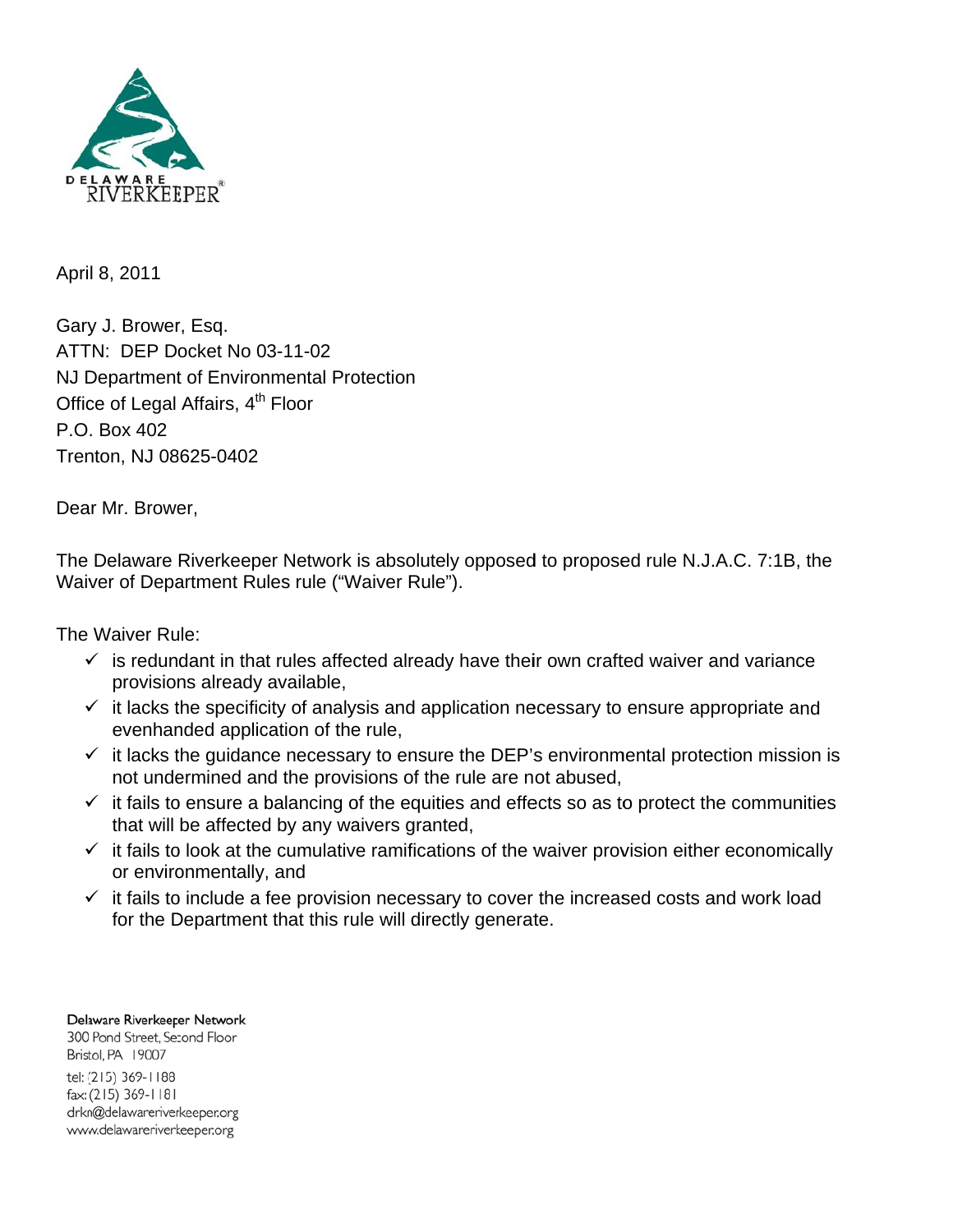April 8, 2011

Gary J. Brower, Esq.
ATTN: DEP Docket No 03-11-02
NJ Department of Environmental Protection
Office of Legal Affairs, 4th Floor
P.O. Box 402
Trenton, NJ 08625-0402

Dear Mr. Brower,

The Delaware Riverkeeper Network is absolutely opposed to proposed rule N.J.A.C. 7:1B, the Waiver of Department Rules rule ("Waiver Rule").

The Waiver Rule:

- ✓ is redundant in that rules affected already have their own crafted waiver and variance provisions already available,
- ✓ it lacks the specificity of analysis and application necessary to ensure appropriate and evenhanded application of the rule,
- ✓ it lacks the guidance necessary to ensure the DEP's environmental protection mission is not undermined and the provisions of the rule are not abused,
- ✓ it fails to ensure a balancing of the equities and effects so as to protect the communities that will be affected by any waivers granted,
- ✓ it fails to look at the cumulative ramifications of the waiver provision either economically or environmentally, and
- ✓ it fails to include a fee provision necessary to cover the increased costs and work load for the Department that this rule will directly generate.

Delaware Riverkeeper Network
300 Pond Street, Second Floor
Bristol, PA 19007
tel: (215) 369-1188
fax: (215) 369-1181
drkn@delawareriverkeeper.org
www.delawareriverkeeper.org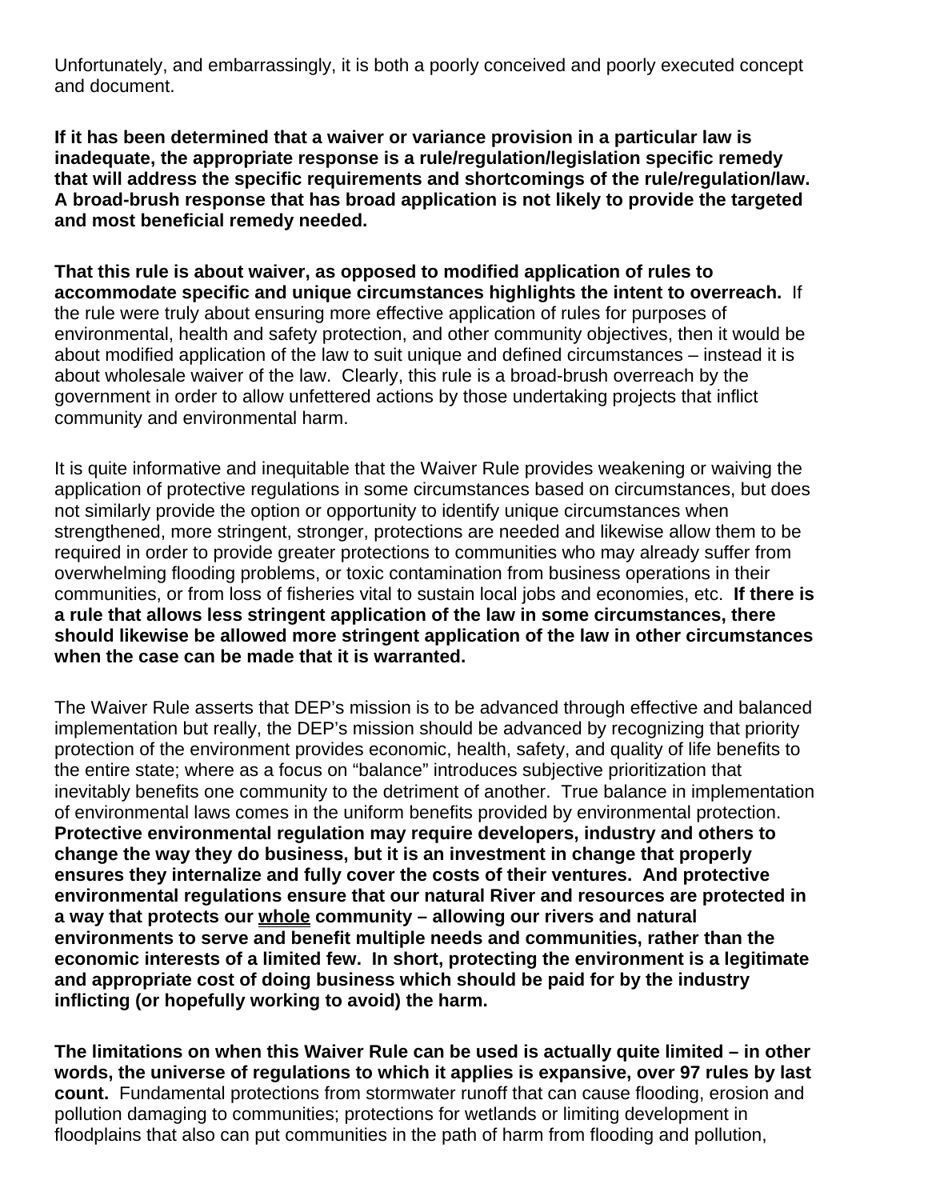Unfortunately, and embarrassingly, it is both a poorly conceived and poorly executed concept and document.

**If it has been determined that a waiver or variance provision in a particular law is inadequate, the appropriate response is a rule/regulation/legislation specific remedy that will address the specific requirements and shortcomings of the rule/regulation/law. A broad-brush response that has broad application is not likely to provide the targeted and most beneficial remedy needed.**

**That this rule is about waiver, as opposed to modified application of rules to accommodate specific and unique circumstances highlights the intent to overreach.** If the rule were truly about ensuring more effective application of rules for purposes of environmental, health and safety protection, and other community objectives, then it would be about modified application of the law to suit unique and defined circumstances – instead it is about wholesale waiver of the law. Clearly, this rule is a broad-brush overreach by the government in order to allow unfettered actions by those undertaking projects that inflict community and environmental harm.

It is quite informative and inequitable that the Waiver Rule provides weakening or waiving the application of protective regulations in some circumstances based on circumstances, but does not similarly provide the option or opportunity to identify unique circumstances when strengthened, more stringent, stronger, protections are needed and likewise allow them to be required in order to provide greater protections to communities who may already suffer from overwhelming flooding problems, or toxic contamination from business operations in their communities, or from loss of fisheries vital to sustain local jobs and economies, etc. **If there is a rule that allows less stringent application of the law in some circumstances, there should likewise be allowed more stringent application of the law in other circumstances when the case can be made that it is warranted.**

The Waiver Rule asserts that DEP's mission is to be advanced through effective and balanced implementation but really, the DEP's mission should be advanced by recognizing that priority protection of the environment provides economic, health, safety, and quality of life benefits to the entire state; where as a focus on "balance" introduces subjective prioritization that inevitably benefits one community to the detriment of another. True balance in implementation of environmental laws comes in the uniform benefits provided by environmental protection. **Protective environmental regulation may require developers, industry and others to change the way they do business, but it is an investment in change that properly ensures they internalize and fully cover the costs of their ventures. And protective environmental regulations ensure that our natural River and resources are protected in a way that protects our <u>whole</u> community – allowing our rivers and natural environments to serve and benefit multiple needs and communities, rather than the economic interests of a limited few. In short, protecting the environment is a legitimate and appropriate cost of doing business which should be paid for by the industry inflicting (or hopefully working to avoid) the harm.**

**The limitations on when this Waiver Rule can be used is actually quite limited – in other words, the universe of regulations to which it applies is expansive, over 97 rules by last count.** Fundamental protections from stormwater runoff that can cause flooding, erosion and pollution damaging to communities; protections for wetlands or limiting development in floodplains that also can put communities in the path of harm from flooding and pollution,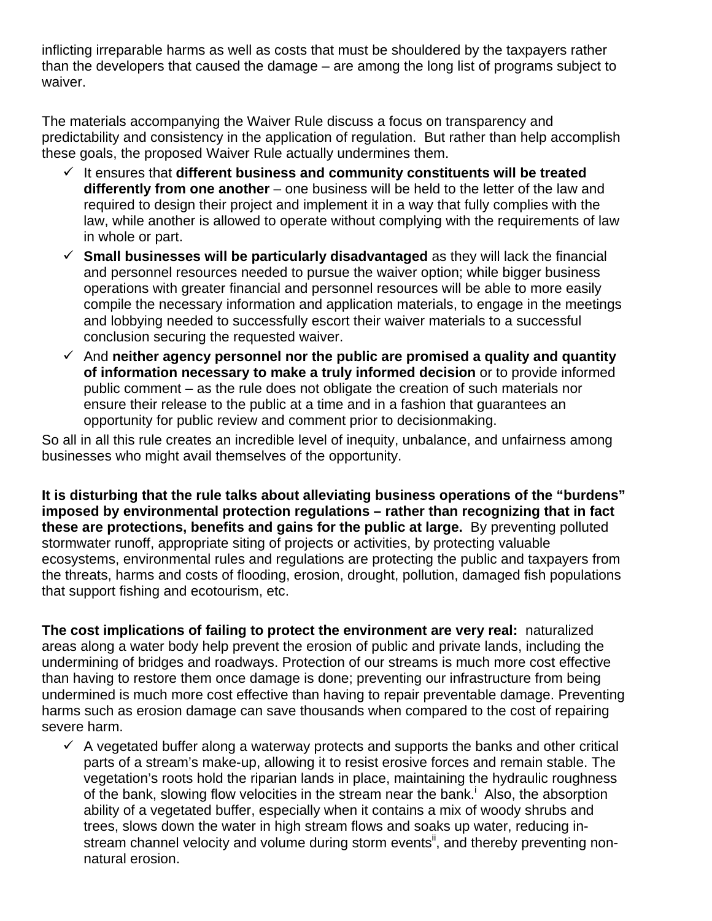inflicting irreparable harms as well as costs that must be shouldered by the taxpayers rather than the developers that caused the damage – are among the long list of programs subject to waiver.

The materials accompanying the Waiver Rule discuss a focus on transparency and predictability and consistency in the application of regulation. But rather than help accomplish these goals, the proposed Waiver Rule actually undermines them.

- ✓ It ensures that **different business and community constituents will be treated differently from one another** – one business will be held to the letter of the law and required to design their project and implement it in a way that fully complies with the law, while another is allowed to operate without complying with the requirements of law in whole or part.
- ✓ **Small businesses will be particularly disadvantaged** as they will lack the financial and personnel resources needed to pursue the waiver option; while bigger business operations with greater financial and personnel resources will be able to more easily compile the necessary information and application materials, to engage in the meetings and lobbying needed to successfully escort their waiver materials to a successful conclusion securing the requested waiver.
- ✓ And **neither agency personnel nor the public are promised a quality and quantity of information necessary to make a truly informed decision** or to provide informed public comment – as the rule does not obligate the creation of such materials nor ensure their release to the public at a time and in a fashion that guarantees an opportunity for public review and comment prior to decisionmaking.

So all in all this rule creates an incredible level of inequity, unbalance, and unfairness among businesses who might avail themselves of the opportunity.

**It is disturbing that the rule talks about alleviating business operations of the "burdens" imposed by environmental protection regulations – rather than recognizing that in fact these are protections, benefits and gains for the public at large.** By preventing polluted stormwater runoff, appropriate siting of projects or activities, by protecting valuable ecosystems, environmental rules and regulations are protecting the public and taxpayers from the threats, harms and costs of flooding, erosion, drought, pollution, damaged fish populations that support fishing and ecotourism, etc.

**The cost implications of failing to protect the environment are very real:** naturalized areas along a water body help prevent the erosion of public and private lands, including the undermining of bridges and roadways. Protection of our streams is much more cost effective than having to restore them once damage is done; preventing our infrastructure from being undermined is much more cost effective than having to repair preventable damage. Preventing harms such as erosion damage can save thousands when compared to the cost of repairing severe harm.

- ✓ A vegetated buffer along a waterway protects and supports the banks and other critical parts of a stream's make-up, allowing it to resist erosive forces and remain stable. The vegetation's roots hold the riparian lands in place, maintaining the hydraulic roughness of the bank, slowing flow velocities in the stream near the bank.[i] Also, the absorption ability of a vegetated buffer, especially when it contains a mix of woody shrubs and trees, slows down the water in high stream flows and soaks up water, reducing in-stream channel velocity and volume during storm events[ii], and thereby preventing non-natural erosion.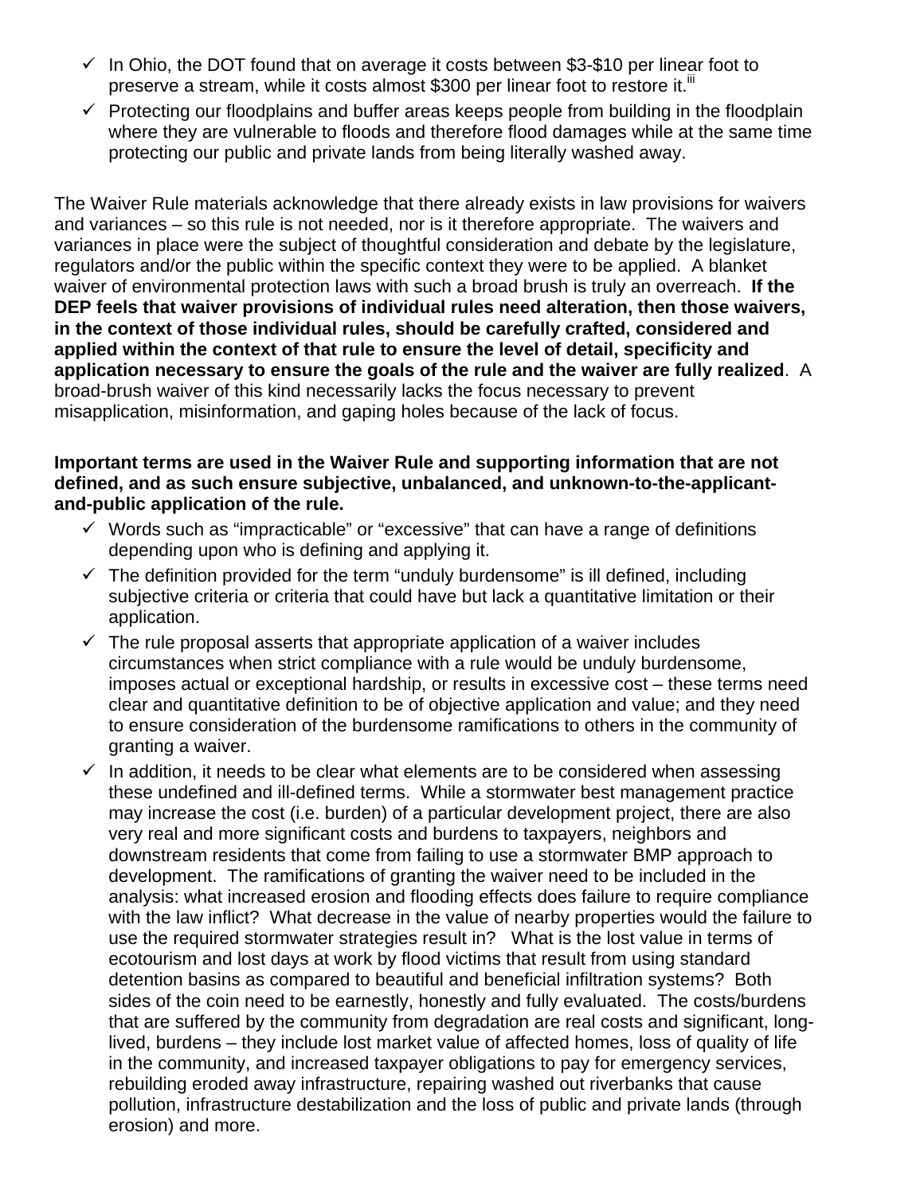- ✓ In Ohio, the DOT found that on average it costs between $3-$10 per linear foot to preserve a stream, while it costs almost $300 per linear foot to restore it.[iii]
- ✓ Protecting our floodplains and buffer areas keeps people from building in the floodplain where they are vulnerable to floods and therefore flood damages while at the same time protecting our public and private lands from being literally washed away.

The Waiver Rule materials acknowledge that there already exists in law provisions for waivers and variances – so this rule is not needed, nor is it therefore appropriate. The waivers and variances in place were the subject of thoughtful consideration and debate by the legislature, regulators and/or the public within the specific context they were to be applied. A blanket waiver of environmental protection laws with such a broad brush is truly an overreach. **If the DEP feels that waiver provisions of individual rules need alteration, then those waivers, in the context of those individual rules, should be carefully crafted, considered and applied within the context of that rule to ensure the level of detail, specificity and application necessary to ensure the goals of the rule and the waiver are fully realized**. A broad-brush waiver of this kind necessarily lacks the focus necessary to prevent misapplication, misinformation, and gaping holes because of the lack of focus.

**Important terms are used in the Waiver Rule and supporting information that are not defined, and as such ensure subjective, unbalanced, and unknown-to-the-applicant-and-public application of the rule.**

- ✓ Words such as "impracticable" or "excessive" that can have a range of definitions depending upon who is defining and applying it.
- ✓ The definition provided for the term "unduly burdensome" is ill defined, including subjective criteria or criteria that could have but lack a quantitative limitation or their application.
- ✓ The rule proposal asserts that appropriate application of a waiver includes circumstances when strict compliance with a rule would be unduly burdensome, imposes actual or exceptional hardship, or results in excessive cost – these terms need clear and quantitative definition to be of objective application and value; and they need to ensure consideration of the burdensome ramifications to others in the community of granting a waiver.
- ✓ In addition, it needs to be clear what elements are to be considered when assessing these undefined and ill-defined terms. While a stormwater best management practice may increase the cost (i.e. burden) of a particular development project, there are also very real and more significant costs and burdens to taxpayers, neighbors and downstream residents that come from failing to use a stormwater BMP approach to development. The ramifications of granting the waiver need to be included in the analysis: what increased erosion and flooding effects does failure to require compliance with the law inflict? What decrease in the value of nearby properties would the failure to use the required stormwater strategies result in? What is the lost value in terms of ecotourism and lost days at work by flood victims that result from using standard detention basins as compared to beautiful and beneficial infiltration systems? Both sides of the coin need to be earnestly, honestly and fully evaluated. The costs/burdens that are suffered by the community from degradation are real costs and significant, long-lived, burdens – they include lost market value of affected homes, loss of quality of life in the community, and increased taxpayer obligations to pay for emergency services, rebuilding eroded away infrastructure, repairing washed out riverbanks that cause pollution, infrastructure destabilization and the loss of public and private lands (through erosion) and more.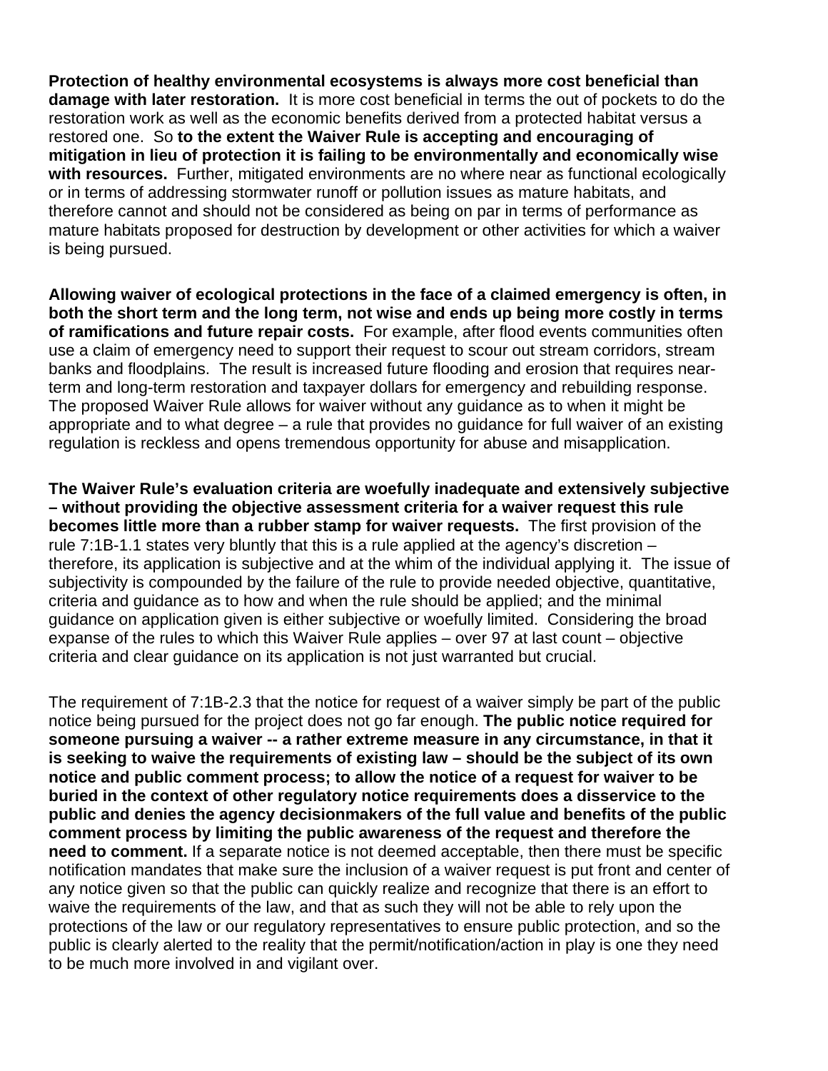**Protection of healthy environmental ecosystems is always more cost beneficial than damage with later restoration.** It is more cost beneficial in terms the out of pockets to do the restoration work as well as the economic benefits derived from a protected habitat versus a restored one. So **to the extent the Waiver Rule is accepting and encouraging of mitigation in lieu of protection it is failing to be environmentally and economically wise with resources.** Further, mitigated environments are no where near as functional ecologically or in terms of addressing stormwater runoff or pollution issues as mature habitats, and therefore cannot and should not be considered as being on par in terms of performance as mature habitats proposed for destruction by development or other activities for which a waiver is being pursued.

**Allowing waiver of ecological protections in the face of a claimed emergency is often, in both the short term and the long term, not wise and ends up being more costly in terms of ramifications and future repair costs.** For example, after flood events communities often use a claim of emergency need to support their request to scour out stream corridors, stream banks and floodplains. The result is increased future flooding and erosion that requires near-term and long-term restoration and taxpayer dollars for emergency and rebuilding response. The proposed Waiver Rule allows for waiver without any guidance as to when it might be appropriate and to what degree – a rule that provides no guidance for full waiver of an existing regulation is reckless and opens tremendous opportunity for abuse and misapplication.

**The Waiver Rule's evaluation criteria are woefully inadequate and extensively subjective – without providing the objective assessment criteria for a waiver request this rule becomes little more than a rubber stamp for waiver requests.** The first provision of the rule 7:1B-1.1 states very bluntly that this is a rule applied at the agency's discretion – therefore, its application is subjective and at the whim of the individual applying it. The issue of subjectivity is compounded by the failure of the rule to provide needed objective, quantitative, criteria and guidance as to how and when the rule should be applied; and the minimal guidance on application given is either subjective or woefully limited. Considering the broad expanse of the rules to which this Waiver Rule applies – over 97 at last count – objective criteria and clear guidance on its application is not just warranted but crucial.

The requirement of 7:1B-2.3 that the notice for request of a waiver simply be part of the public notice being pursued for the project does not go far enough. **The public notice required for someone pursuing a waiver -- a rather extreme measure in any circumstance, in that it is seeking to waive the requirements of existing law – should be the subject of its own notice and public comment process; to allow the notice of a request for waiver to be buried in the context of other regulatory notice requirements does a disservice to the public and denies the agency decisionmakers of the full value and benefits of the public comment process by limiting the public awareness of the request and therefore the need to comment.** If a separate notice is not deemed acceptable, then there must be specific notification mandates that make sure the inclusion of a waiver request is put front and center of any notice given so that the public can quickly realize and recognize that there is an effort to waive the requirements of the law, and that as such they will not be able to rely upon the protections of the law or our regulatory representatives to ensure public protection, and so the public is clearly alerted to the reality that the permit/notification/action in play is one they need to be much more involved in and vigilant over.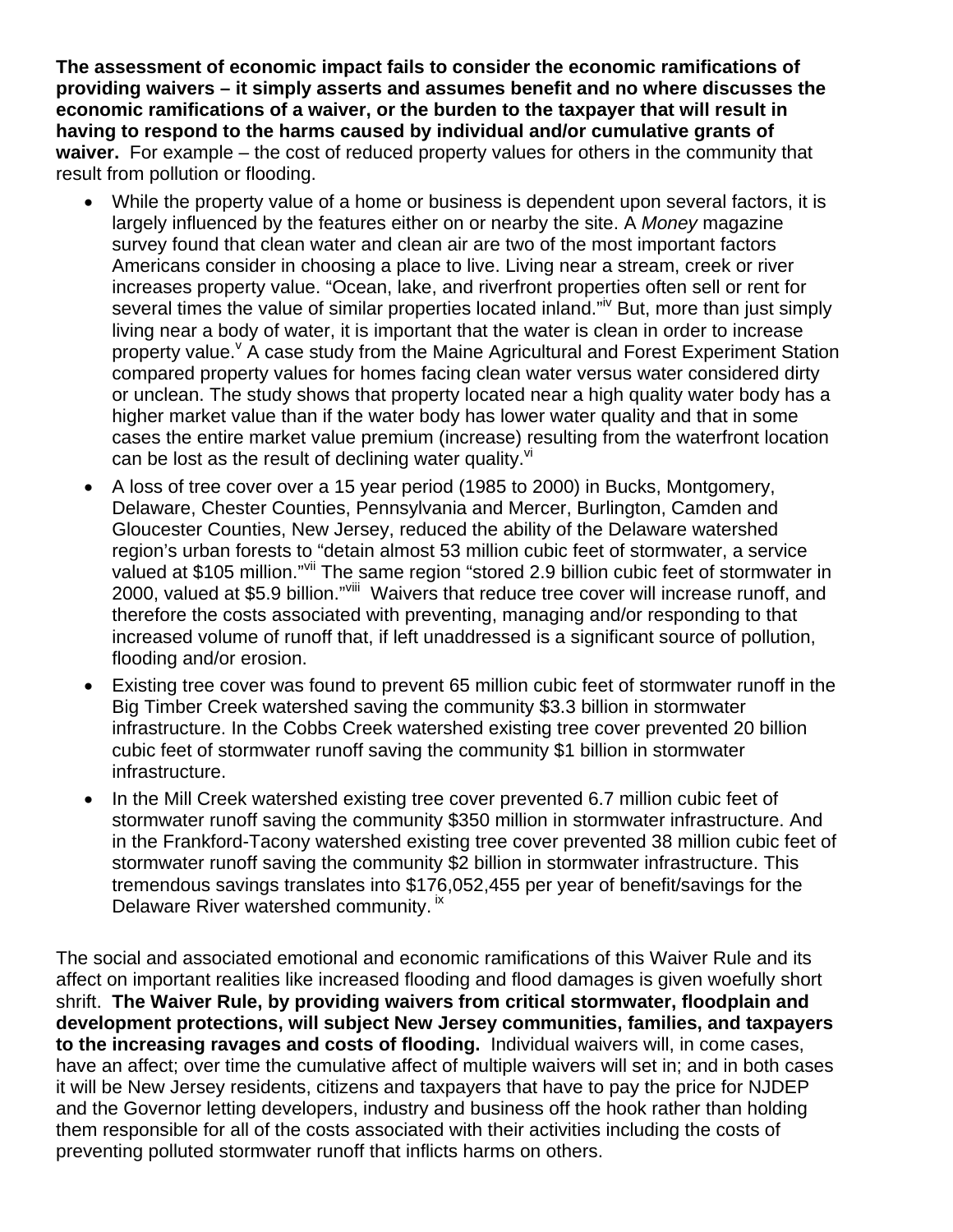**The assessment of economic impact fails to consider the economic ramifications of providing waivers – it simply asserts and assumes benefit and no where discusses the economic ramifications of a waiver, or the burden to the taxpayer that will result in having to respond to the harms caused by individual and/or cumulative grants of waiver.** For example – the cost of reduced property values for others in the community that result from pollution or flooding.

- While the property value of a home or business is dependent upon several factors, it is largely influenced by the features either on or nearby the site. A *Money* magazine survey found that clean water and clean air are two of the most important factors Americans consider in choosing a place to live. Living near a stream, creek or river increases property value. "Ocean, lake, and riverfront properties often sell or rent for several times the value of similar properties located inland."[iv] But, more than just simply living near a body of water, it is important that the water is clean in order to increase property value.[v] A case study from the Maine Agricultural and Forest Experiment Station compared property values for homes facing clean water versus water considered dirty or unclean. The study shows that property located near a high quality water body has a higher market value than if the water body has lower water quality and that in some cases the entire market value premium (increase) resulting from the waterfront location can be lost as the result of declining water quality.[vi]
- A loss of tree cover over a 15 year period (1985 to 2000) in Bucks, Montgomery, Delaware, Chester Counties, Pennsylvania and Mercer, Burlington, Camden and Gloucester Counties, New Jersey, reduced the ability of the Delaware watershed region's urban forests to "detain almost 53 million cubic feet of stormwater, a service valued at \$105 million."[vii] The same region "stored 2.9 billion cubic feet of stormwater in 2000, valued at \$5.9 billion."[viii] Waivers that reduce tree cover will increase runoff, and therefore the costs associated with preventing, managing and/or responding to that increased volume of runoff that, if left unaddressed is a significant source of pollution, flooding and/or erosion.
- Existing tree cover was found to prevent 65 million cubic feet of stormwater runoff in the Big Timber Creek watershed saving the community \$3.3 billion in stormwater infrastructure. In the Cobbs Creek watershed existing tree cover prevented 20 billion cubic feet of stormwater runoff saving the community \$1 billion in stormwater infrastructure.
- In the Mill Creek watershed existing tree cover prevented 6.7 million cubic feet of stormwater runoff saving the community \$350 million in stormwater infrastructure. And in the Frankford-Tacony watershed existing tree cover prevented 38 million cubic feet of stormwater runoff saving the community \$2 billion in stormwater infrastructure. This tremendous savings translates into \$176,052,455 per year of benefit/savings for the Delaware River watershed community.[ix]

The social and associated emotional and economic ramifications of this Waiver Rule and its affect on important realities like increased flooding and flood damages is given woefully short shrift. **The Waiver Rule, by providing waivers from critical stormwater, floodplain and development protections, will subject New Jersey communities, families, and taxpayers to the increasing ravages and costs of flooding.** Individual waivers will, in come cases, have an affect; over time the cumulative affect of multiple waivers will set in; and in both cases it will be New Jersey residents, citizens and taxpayers that have to pay the price for NJDEP and the Governor letting developers, industry and business off the hook rather than holding them responsible for all of the costs associated with their activities including the costs of preventing polluted stormwater runoff that inflicts harms on others.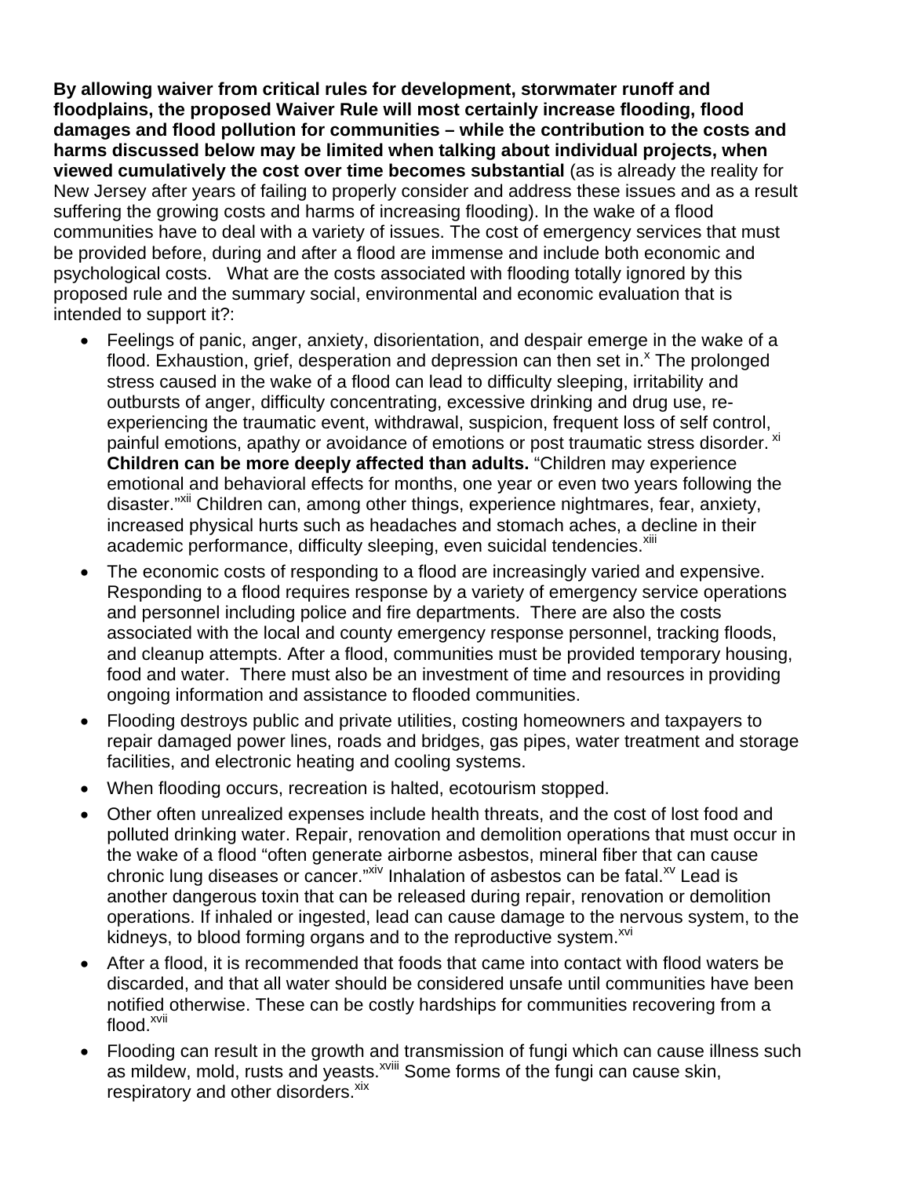**By allowing waiver from critical rules for development, storwmater runoff and floodplains, the proposed Waiver Rule will most certainly increase flooding, flood damages and flood pollution for communities – while the contribution to the costs and harms discussed below may be limited when talking about individual projects, when viewed cumulatively the cost over time becomes substantial** (as is already the reality for New Jersey after years of failing to properly consider and address these issues and as a result suffering the growing costs and harms of increasing flooding). In the wake of a flood communities have to deal with a variety of issues. The cost of emergency services that must be provided before, during and after a flood are immense and include both economic and psychological costs. What are the costs associated with flooding totally ignored by this proposed rule and the summary social, environmental and economic evaluation that is intended to support it?:

- Feelings of panic, anger, anxiety, disorientation, and despair emerge in the wake of a flood. Exhaustion, grief, desperation and depression can then set in.[x] The prolonged stress caused in the wake of a flood can lead to difficulty sleeping, irritability and outbursts of anger, difficulty concentrating, excessive drinking and drug use, re-experiencing the traumatic event, withdrawal, suspicion, frequent loss of self control, painful emotions, apathy or avoidance of emotions or post traumatic stress disorder.[xi] **Children can be more deeply affected than adults.** "Children may experience emotional and behavioral effects for months, one year or even two years following the disaster."[xii] Children can, among other things, experience nightmares, fear, anxiety, increased physical hurts such as headaches and stomach aches, a decline in their academic performance, difficulty sleeping, even suicidal tendencies.[xiii]
- The economic costs of responding to a flood are increasingly varied and expensive. Responding to a flood requires response by a variety of emergency service operations and personnel including police and fire departments. There are also the costs associated with the local and county emergency response personnel, tracking floods, and cleanup attempts. After a flood, communities must be provided temporary housing, food and water. There must also be an investment of time and resources in providing ongoing information and assistance to flooded communities.
- Flooding destroys public and private utilities, costing homeowners and taxpayers to repair damaged power lines, roads and bridges, gas pipes, water treatment and storage facilities, and electronic heating and cooling systems.
- When flooding occurs, recreation is halted, ecotourism stopped.
- Other often unrealized expenses include health threats, and the cost of lost food and polluted drinking water. Repair, renovation and demolition operations that must occur in the wake of a flood "often generate airborne asbestos, mineral fiber that can cause chronic lung diseases or cancer."[xiv] Inhalation of asbestos can be fatal.[xv] Lead is another dangerous toxin that can be released during repair, renovation or demolition operations. If inhaled or ingested, lead can cause damage to the nervous system, to the kidneys, to blood forming organs and to the reproductive system.[xvi]
- After a flood, it is recommended that foods that came into contact with flood waters be discarded, and that all water should be considered unsafe until communities have been notified otherwise. These can be costly hardships for communities recovering from a flood.[xvii]
- Flooding can result in the growth and transmission of fungi which can cause illness such as mildew, mold, rusts and yeasts.[xviii] Some forms of the fungi can cause skin, respiratory and other disorders.[xix]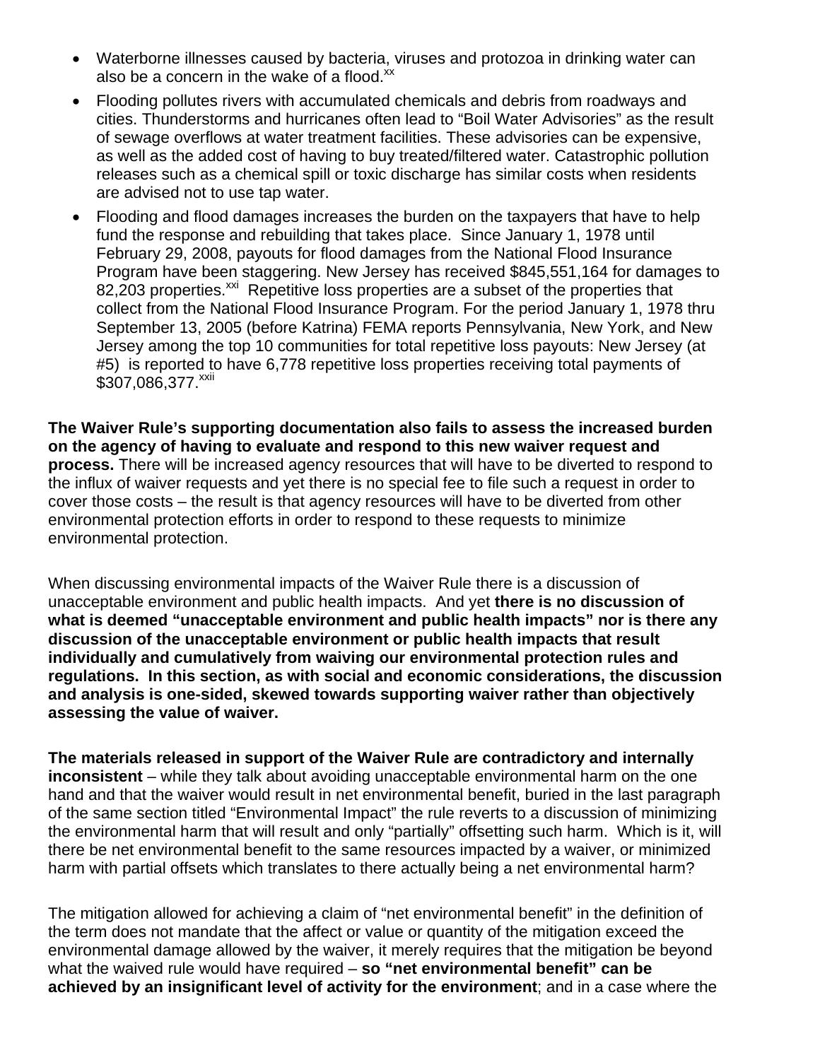- Waterborne illnesses caused by bacteria, viruses and protozoa in drinking water can also be a concern in the wake of a flood.[xx]
- Flooding pollutes rivers with accumulated chemicals and debris from roadways and cities. Thunderstorms and hurricanes often lead to "Boil Water Advisories" as the result of sewage overflows at water treatment facilities. These advisories can be expensive, as well as the added cost of having to buy treated/filtered water. Catastrophic pollution releases such as a chemical spill or toxic discharge has similar costs when residents are advised not to use tap water.
- Flooding and flood damages increases the burden on the taxpayers that have to help fund the response and rebuilding that takes place. Since January 1, 1978 until February 29, 2008, payouts for flood damages from the National Flood Insurance Program have been staggering. New Jersey has received $845,551,164 for damages to 82,203 properties.[xxi] Repetitive loss properties are a subset of the properties that collect from the National Flood Insurance Program. For the period January 1, 1978 thru September 13, 2005 (before Katrina) FEMA reports Pennsylvania, New York, and New Jersey among the top 10 communities for total repetitive loss payouts: New Jersey (at #5) is reported to have 6,778 repetitive loss properties receiving total payments of $307,086,377.[xxii]

**The Waiver Rule's supporting documentation also fails to assess the increased burden on the agency of having to evaluate and respond to this new waiver request and process.** There will be increased agency resources that will have to be diverted to respond to the influx of waiver requests and yet there is no special fee to file such a request in order to cover those costs – the result is that agency resources will have to be diverted from other environmental protection efforts in order to respond to these requests to minimize environmental protection.

When discussing environmental impacts of the Waiver Rule there is a discussion of unacceptable environment and public health impacts. And yet **there is no discussion of what is deemed "unacceptable environment and public health impacts" nor is there any discussion of the unacceptable environment or public health impacts that result individually and cumulatively from waiving our environmental protection rules and regulations. In this section, as with social and economic considerations, the discussion and analysis is one-sided, skewed towards supporting waiver rather than objectively assessing the value of waiver.**

**The materials released in support of the Waiver Rule are contradictory and internally inconsistent** – while they talk about avoiding unacceptable environmental harm on the one hand and that the waiver would result in net environmental benefit, buried in the last paragraph of the same section titled "Environmental Impact" the rule reverts to a discussion of minimizing the environmental harm that will result and only "partially" offsetting such harm. Which is it, will there be net environmental benefit to the same resources impacted by a waiver, or minimized harm with partial offsets which translates to there actually being a net environmental harm?

The mitigation allowed for achieving a claim of "net environmental benefit" in the definition of the term does not mandate that the affect or value or quantity of the mitigation exceed the environmental damage allowed by the waiver, it merely requires that the mitigation be beyond what the waived rule would have required – **so "net environmental benefit" can be achieved by an insignificant level of activity for the environment**; and in a case where the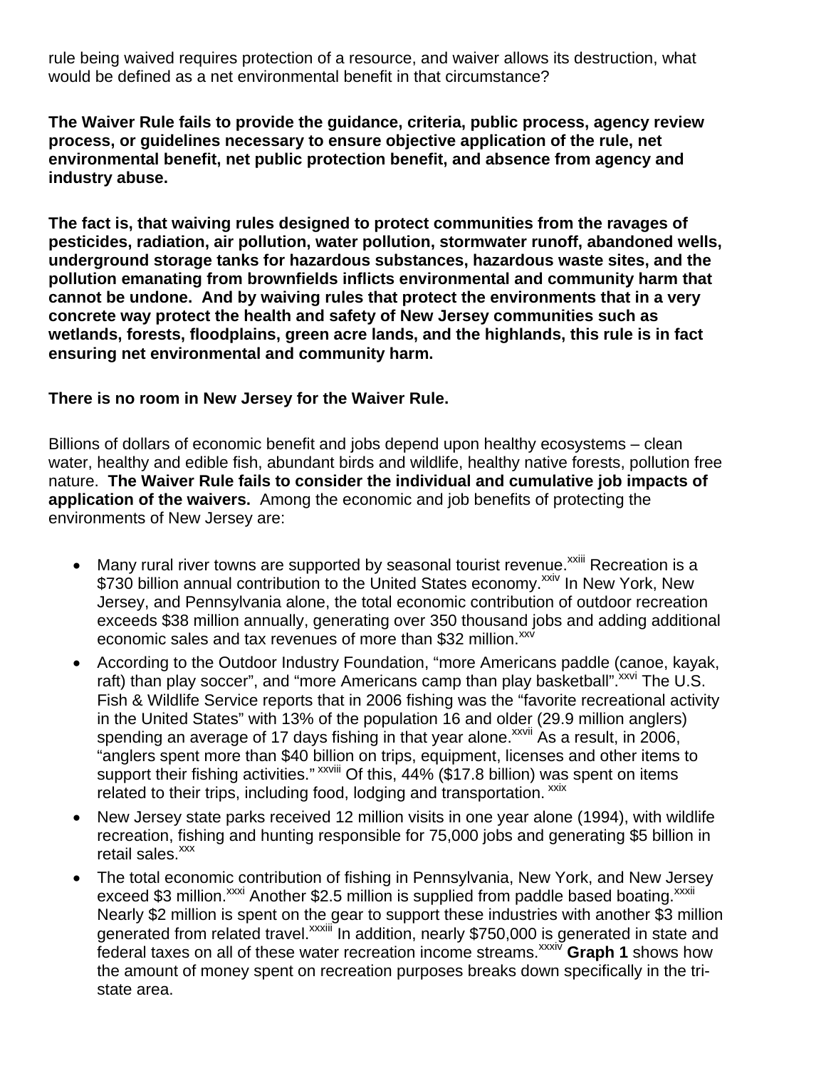rule being waived requires protection of a resource, and waiver allows its destruction, what would be defined as a net environmental benefit in that circumstance?

**The Waiver Rule fails to provide the guidance, criteria, public process, agency review process, or guidelines necessary to ensure objective application of the rule, net environmental benefit, net public protection benefit, and absence from agency and industry abuse.**

**The fact is, that waiving rules designed to protect communities from the ravages of pesticides, radiation, air pollution, water pollution, stormwater runoff, abandoned wells, underground storage tanks for hazardous substances, hazardous waste sites, and the pollution emanating from brownfields inflicts environmental and community harm that cannot be undone. And by waiving rules that protect the environments that in a very concrete way protect the health and safety of New Jersey communities such as wetlands, forests, floodplains, green acre lands, and the highlands, this rule is in fact ensuring net environmental and community harm.**

**There is no room in New Jersey for the Waiver Rule.**

Billions of dollars of economic benefit and jobs depend upon healthy ecosystems – clean water, healthy and edible fish, abundant birds and wildlife, healthy native forests, pollution free nature. **The Waiver Rule fails to consider the individual and cumulative job impacts of application of the waivers.** Among the economic and job benefits of protecting the environments of New Jersey are:

- Many rural river towns are supported by seasonal tourist revenue.[xxiii] Recreation is a $730 billion annual contribution to the United States economy.[xxiv] In New York, New Jersey, and Pennsylvania alone, the total economic contribution of outdoor recreation exceeds $38 million annually, generating over 350 thousand jobs and adding additional economic sales and tax revenues of more than $32 million.[xxv]
- According to the Outdoor Industry Foundation, "more Americans paddle (canoe, kayak, raft) than play soccer", and "more Americans camp than play basketball".[xxvi] The U.S. Fish & Wildlife Service reports that in 2006 fishing was the "favorite recreational activity in the United States" with 13% of the population 16 and older (29.9 million anglers) spending an average of 17 days fishing in that year alone.[xxvii] As a result, in 2006, "anglers spent more than $40 billion on trips, equipment, licenses and other items to support their fishing activities."[xxviii] Of this, 44% ($17.8 billion) was spent on items related to their trips, including food, lodging and transportation.[xxix]
- New Jersey state parks received 12 million visits in one year alone (1994), with wildlife recreation, fishing and hunting responsible for 75,000 jobs and generating $5 billion in retail sales.[xxx]
- The total economic contribution of fishing in Pennsylvania, New York, and New Jersey exceed $3 million.[xxxi] Another $2.5 million is supplied from paddle based boating.[xxxii] Nearly $2 million is spent on the gear to support these industries with another $3 million generated from related travel.[xxxiii] In addition, nearly $750,000 is generated in state and federal taxes on all of these water recreation income streams.[xxxiv] **Graph 1** shows how the amount of money spent on recreation purposes breaks down specifically in the tri-state area.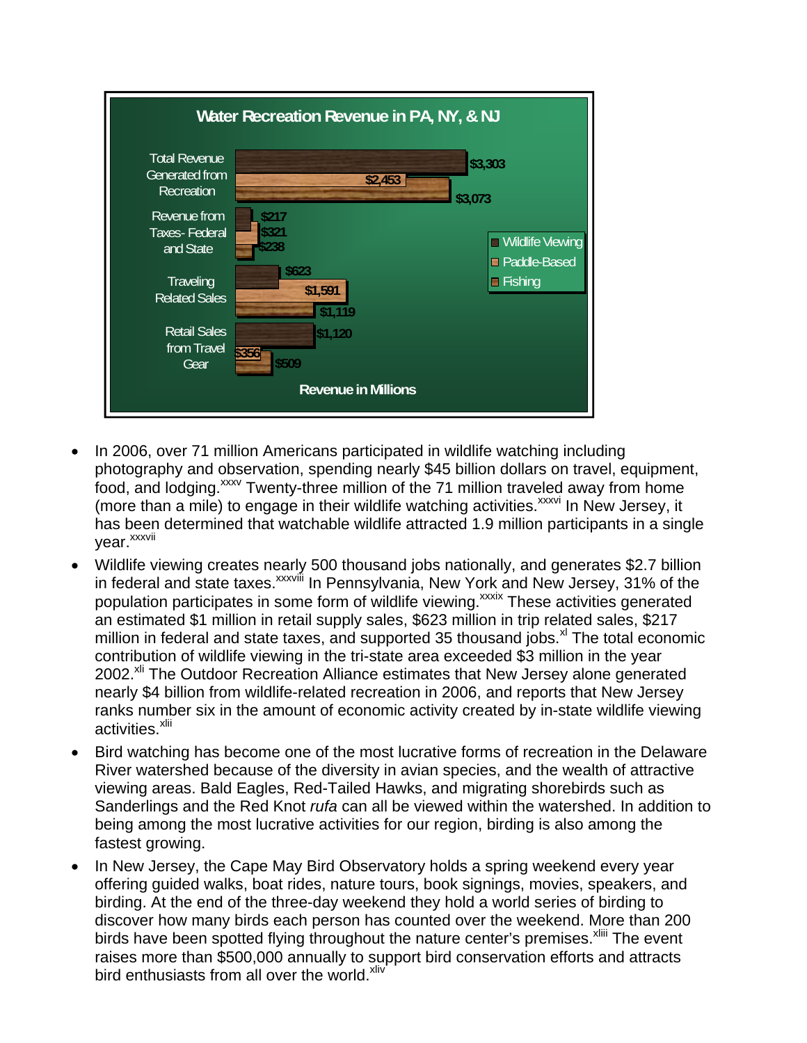**Water Recreation Revenue in PA, NY, & NJ**

| | Wildlife Viewing | Paddle-Based | Fishing |
|---|---|---|---|
| Total Revenue Generated from Recreation | $3,303 | $2,453 | $3,073 |
| Revenue from Taxes- Federal and State | $217 | $321 | $238 |
| Traveling Related Sales | $623 | $1,591 | $1,119 |
| Retail Sales from Travel Gear | $1,120 | $356 | $509 |

Revenue in Millions

- In 2006, over 71 million Americans participated in wildlife watching including photography and observation, spending nearly $45 billion dollars on travel, equipment, food, and lodging.[xxxv] Twenty-three million of the 71 million traveled away from home (more than a mile) to engage in their wildlife watching activities.[xxxvi] In New Jersey, it has been determined that watchable wildlife attracted 1.9 million participants in a single year.[xxxvii]
- Wildlife viewing creates nearly 500 thousand jobs nationally, and generates $2.7 billion in federal and state taxes.[xxxviii] In Pennsylvania, New York and New Jersey, 31% of the population participates in some form of wildlife viewing.[xxxix] These activities generated an estimated $1 million in retail supply sales, $623 million in trip related sales, $217 million in federal and state taxes, and supported 35 thousand jobs.[xl] The total economic contribution of wildlife viewing in the tri-state area exceeded $3 million in the year 2002.[xli] The Outdoor Recreation Alliance estimates that New Jersey alone generated nearly $4 billion from wildlife-related recreation in 2006, and reports that New Jersey ranks number six in the amount of economic activity created by in-state wildlife viewing activities.[xlii]
- Bird watching has become one of the most lucrative forms of recreation in the Delaware River watershed because of the diversity in avian species, and the wealth of attractive viewing areas. Bald Eagles, Red-Tailed Hawks, and migrating shorebirds such as Sanderlings and the Red Knot *rufa* can all be viewed within the watershed. In addition to being among the most lucrative activities for our region, birding is also among the fastest growing.
- In New Jersey, the Cape May Bird Observatory holds a spring weekend every year offering guided walks, boat rides, nature tours, book signings, movies, speakers, and birding. At the end of the three-day weekend they hold a world series of birding to discover how many birds each person has counted over the weekend. More than 200 birds have been spotted flying throughout the nature center's premises.[xliii] The event raises more than $500,000 annually to support bird conservation efforts and attracts bird enthusiasts from all over the world.[xliv]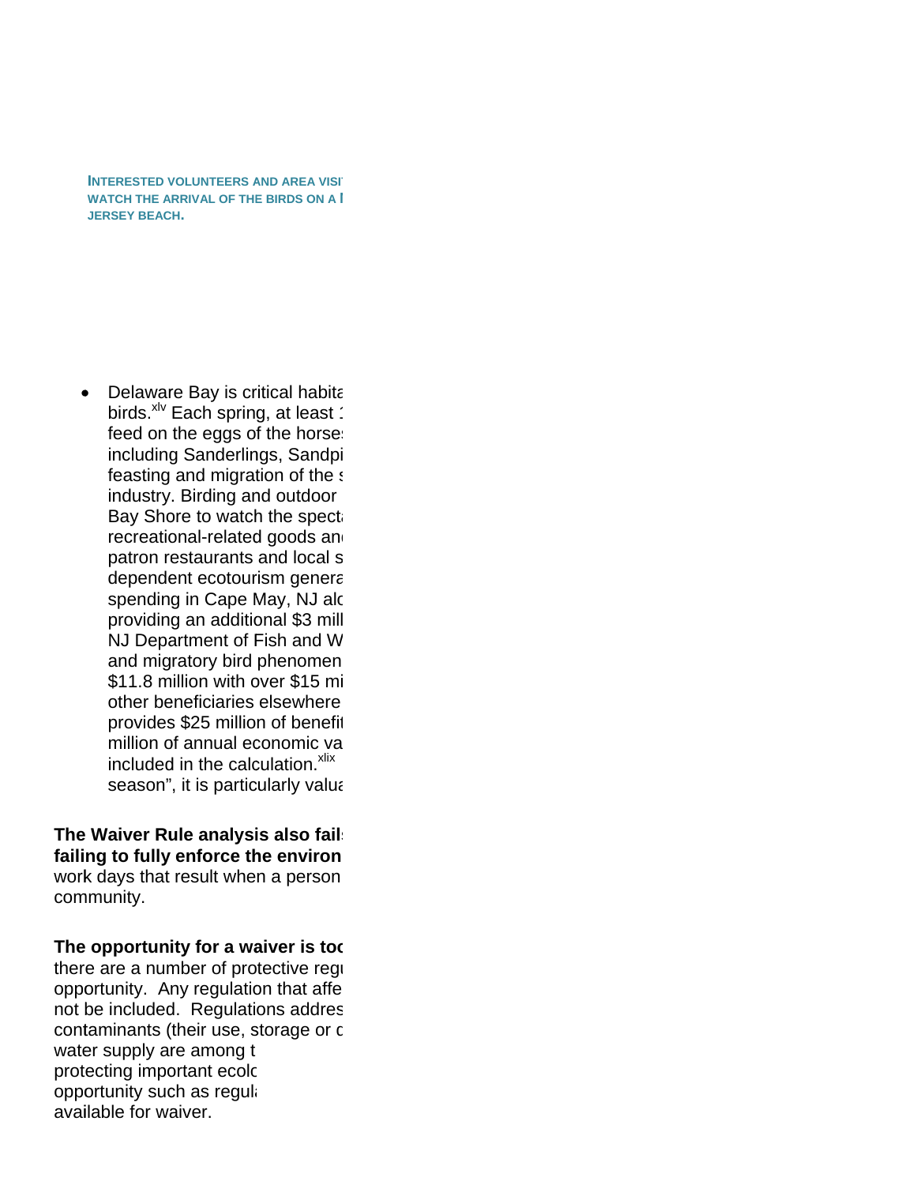INTERESTED VOLUNTEERS AND AREA VISI
WATCH THE ARRIVAL OF THE BIRDS ON A I
JERSEY BEACH.

- Delaware Bay is critical habita
  birds.[xlv] Each spring, at least 1
  feed on the eggs of the horse
  including Sanderlings, Sandpi
  feasting and migration of the s
  industry. Birding and outdoor
  Bay Shore to watch the specta
  recreational-related goods an
  patron restaurants and local s
  dependent ecotourism genera
  spending in Cape May, NJ alo
  providing an additional $3 mill
  NJ Department of Fish and W
  and migratory bird phenomen
  $11.8 million with over $15 mi
  other beneficiaries elsewhere
  provides $25 million of benefi
  million of annual economic va
  included in the calculation.[xlix]
  season", it is particularly valua

**The Waiver Rule analysis also fail**
**failing to fully enforce the environ**
work days that result when a person
community.

**The opportunity for a waiver is too**
there are a number of protective regu
opportunity. Any regulation that affe
not be included. Regulations addres
contaminants (their use, storage or d
water supply are among t
protecting important ecolo
opportunity such as regula
available for waiver.